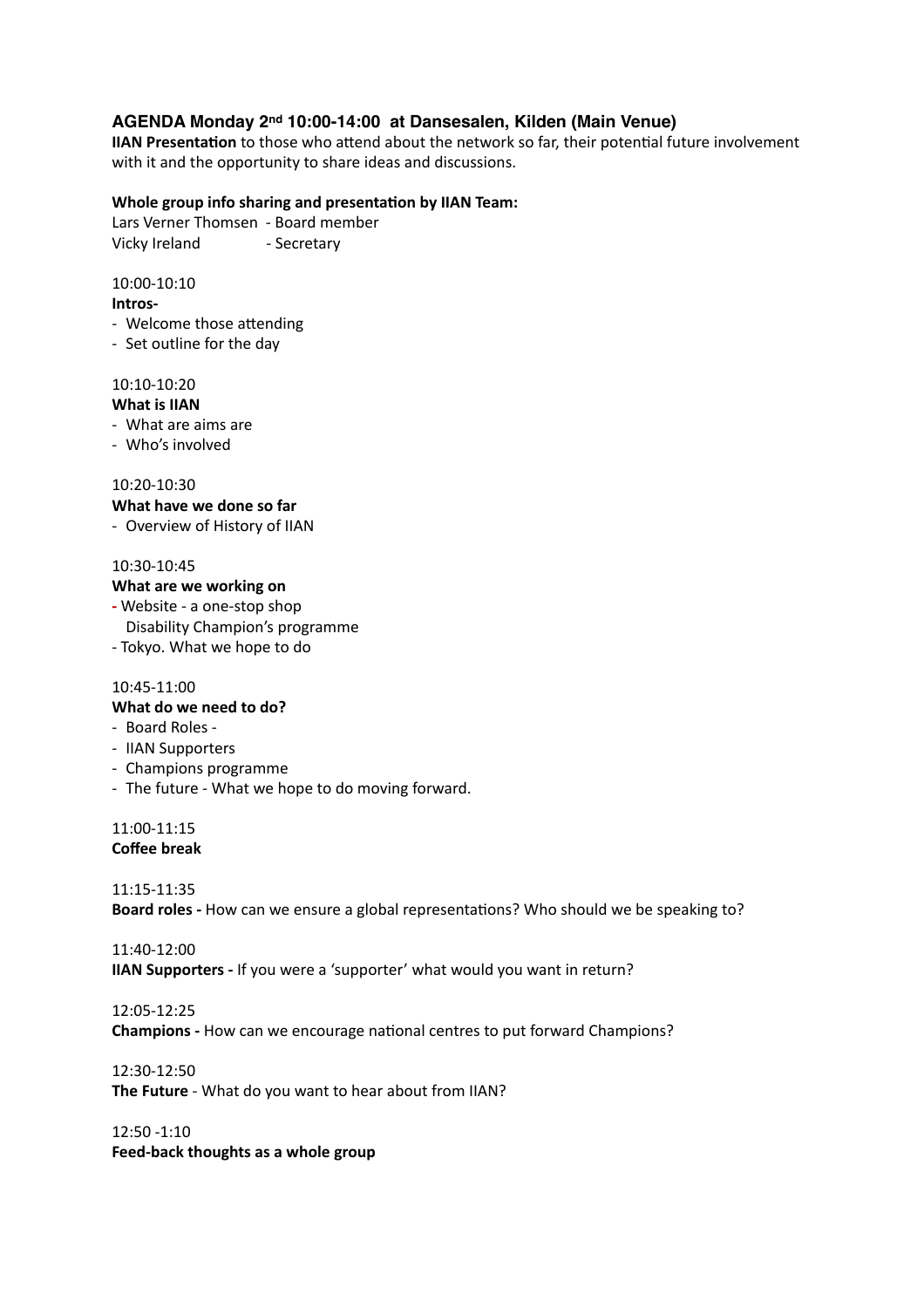## AGENDA Monday 2nd 10:00-14:00 at Dansesalen, Kilden (Main Venue)

**IIAN Presentation** to those who attend about the network so far, their potential future involvement with it and the opportunity to share ideas and discussions.

**Whole group info sharing and presentation by IIAN Team:**

Lars Verner Thomsen - Board member
Vicky Ireland - Secretary

10:00-10:10
**Intros-**
- Welcome those attending
- Set outline for the day

10:10-10:20
**What is IIAN**
- What are aims are
- Who's involved

10:20-10:30
**What have we done so far**
- Overview of History of IIAN

10:30-10:45
**What are we working on**
- Website - a one-stop shop
  Disability Champion's programme
- Tokyo. What we hope to do

10:45-11:00
**What do we need to do?**
- Board Roles -
- IIAN Supporters
- Champions programme
- The future - What we hope to do moving forward.

11:00-11:15
**Coffee break**

11:15-11:35
**Board roles -** How can we ensure a global representations? Who should we be speaking to?

11:40-12:00
**IIAN Supporters -** If you were a 'supporter' what would you want in return?

12:05-12:25
**Champions -** How can we encourage national centres to put forward Champions?

12:30-12:50
**The Future** - What do you want to hear about from IIAN?

12:50 -1:10
**Feed-back thoughts as a whole group**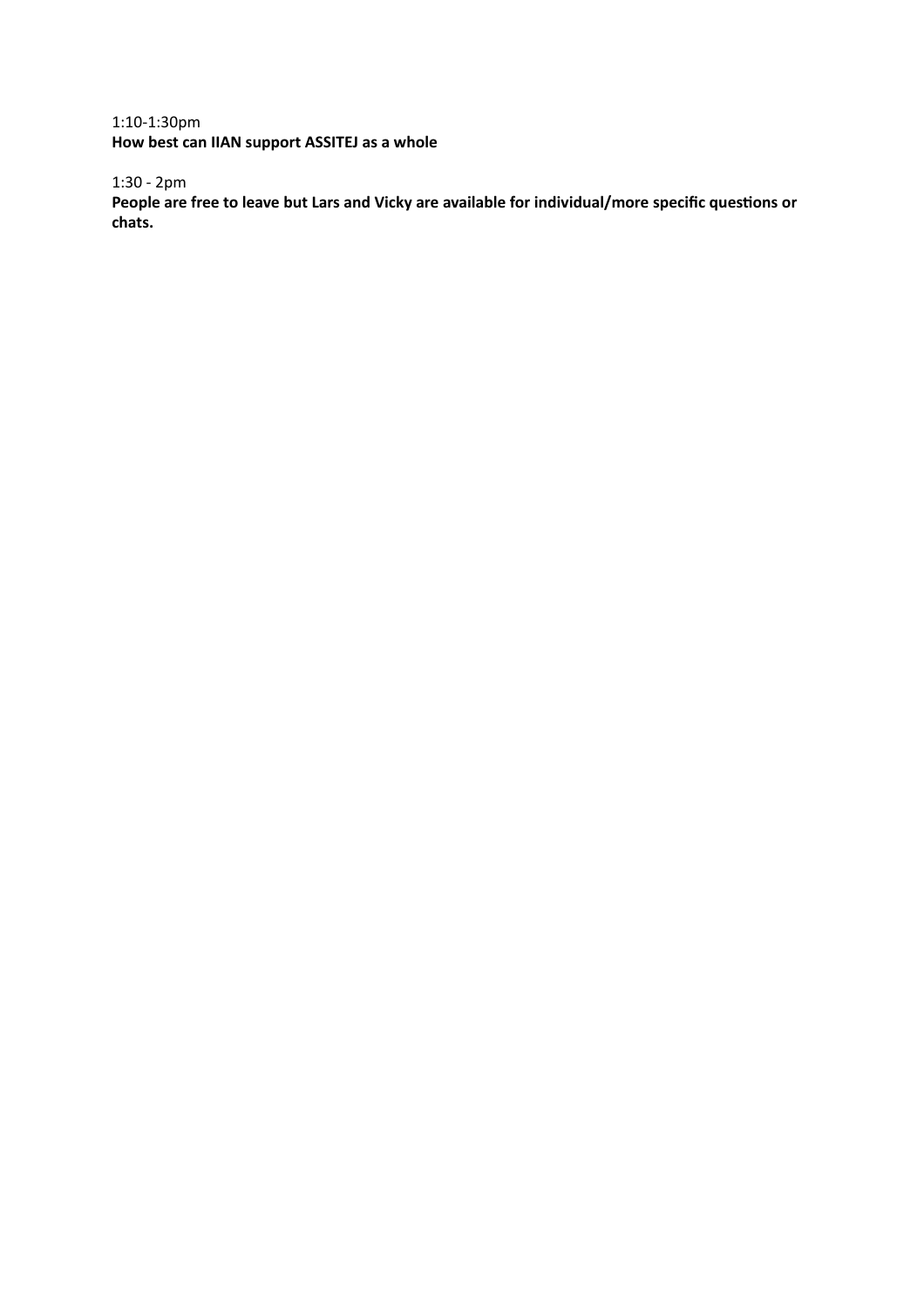1:10-1:30pm
**How best can IIAN support ASSITEJ as a whole**

1:30 - 2pm
**People are free to leave but Lars and Vicky are available for individual/more specific questions or chats.**